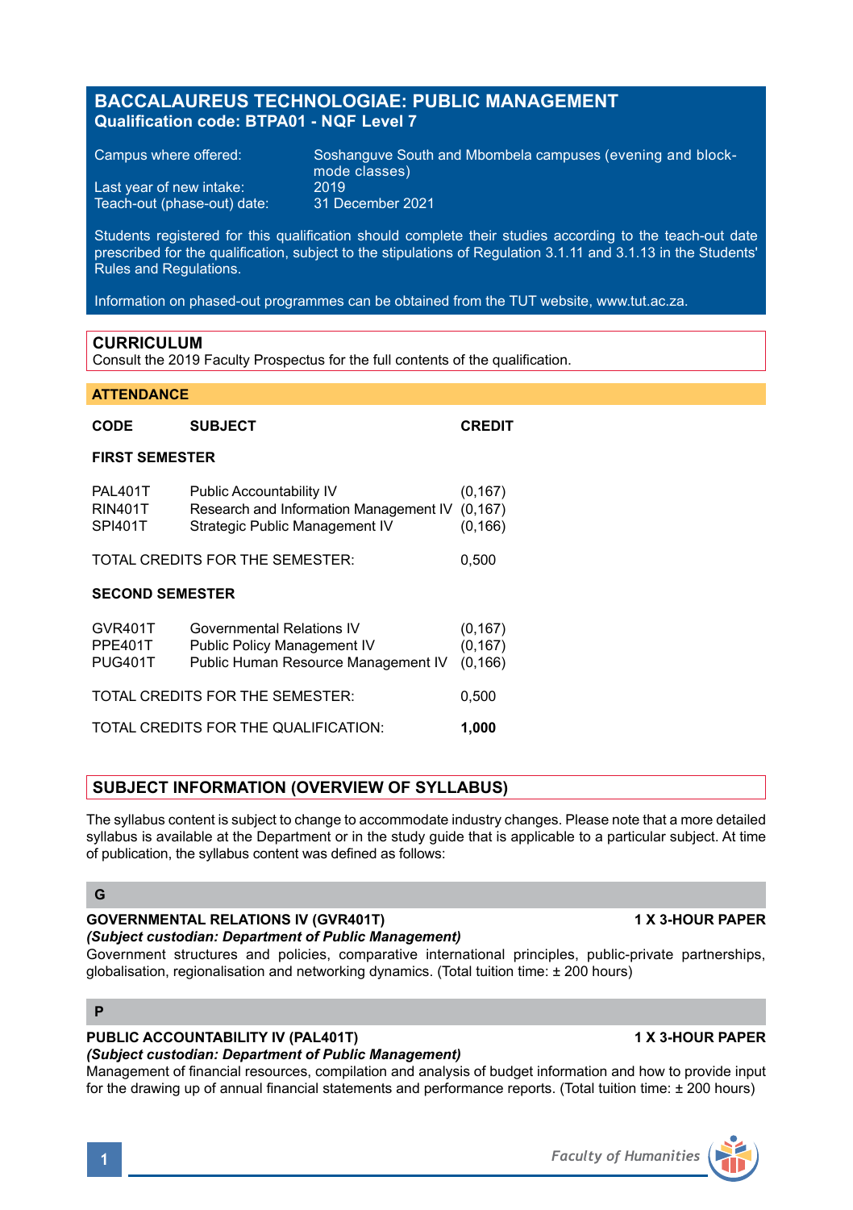# BACCALAUREUS TECHNOLOGIAE: PUBLIC MANAGEMENT

**Qualification code: BTPA01 - NQF Level 7**

| | |
|---|---|
| Campus where offered: | Soshanguve South and Mbombela campuses (evening and block-mode classes) |
| Last year of new intake: | 2019 |
| Teach-out (phase-out) date: | 31 December 2021 |

Students registered for this qualification should complete their studies according to the teach-out date prescribed for the qualification, subject to the stipulations of Regulation 3.1.11 and 3.1.13 in the Students' Rules and Regulations.

Information on phased-out programmes can be obtained from the TUT website, www.tut.ac.za.

## CURRICULUM

Consult the 2019 Faculty Prospectus for the full contents of the qualification.

## ATTENDANCE

| CODE | SUBJECT | CREDIT |
|---|---|---|
| **FIRST SEMESTER** | | |
| PAL401T | Public Accountability IV | (0,167) |
| RIN401T | Research and Information Management IV | (0,167) |
| SPI401T | Strategic Public Management IV | (0,166) |
| TOTAL CREDITS FOR THE SEMESTER: | | 0,500 |
| **SECOND SEMESTER** | | |
| GVR401T | Governmental Relations IV | (0,167) |
| PPE401T | Public Policy Management IV | (0,167) |
| PUG401T | Public Human Resource Management IV | (0,166) |
| TOTAL CREDITS FOR THE SEMESTER: | | 0,500 |
| TOTAL CREDITS FOR THE QUALIFICATION: | | **1,000** |

## SUBJECT INFORMATION (OVERVIEW OF SYLLABUS)

The syllabus content is subject to change to accommodate industry changes. Please note that a more detailed syllabus is available at the Department or in the study guide that is applicable to a particular subject. At time of publication, the syllabus content was defined as follows:

### G

**GOVERNMENTAL RELATIONS IV (GVR401T)** — **1 X 3-HOUR PAPER**

***(Subject custodian: Department of Public Management)***

Government structures and policies, comparative international principles, public-private partnerships, globalisation, regionalisation and networking dynamics. (Total tuition time: ± 200 hours)

### P

**PUBLIC ACCOUNTABILITY IV (PAL401T)** — **1 X 3-HOUR PAPER**

***(Subject custodian: Department of Public Management)***

Management of financial resources, compilation and analysis of budget information and how to provide input for the drawing up of annual financial statements and performance reports. (Total tuition time: ± 200 hours)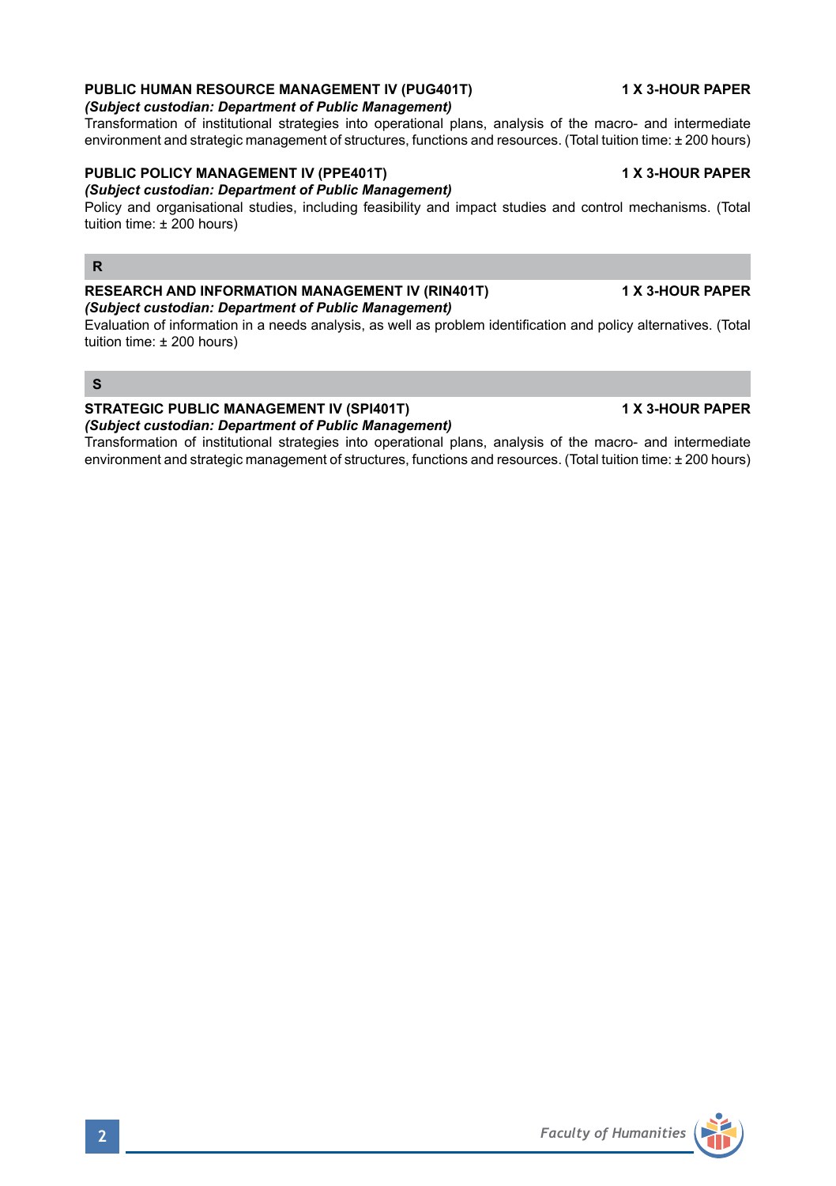**PUBLIC HUMAN RESOURCE MANAGEMENT IV (PUG401T) — 1 X 3-HOUR PAPER**

*(Subject custodian: Department of Public Management)*

Transformation of institutional strategies into operational plans, analysis of the macro- and intermediate environment and strategic management of structures, functions and resources. (Total tuition time: ± 200 hours)

**PUBLIC POLICY MANAGEMENT IV (PPE401T) — 1 X 3-HOUR PAPER**

*(Subject custodian: Department of Public Management)*

Policy and organisational studies, including feasibility and impact studies and control mechanisms. (Total tuition time: ± 200 hours)

## R

**RESEARCH AND INFORMATION MANAGEMENT IV (RIN401T) — 1 X 3-HOUR PAPER**

*(Subject custodian: Department of Public Management)*

Evaluation of information in a needs analysis, as well as problem identification and policy alternatives. (Total tuition time: ± 200 hours)

## S

**STRATEGIC PUBLIC MANAGEMENT IV (SPI401T) — 1 X 3-HOUR PAPER**

*(Subject custodian: Department of Public Management)*

Transformation of institutional strategies into operational plans, analysis of the macro- and intermediate environment and strategic management of structures, functions and resources. (Total tuition time: ± 200 hours)